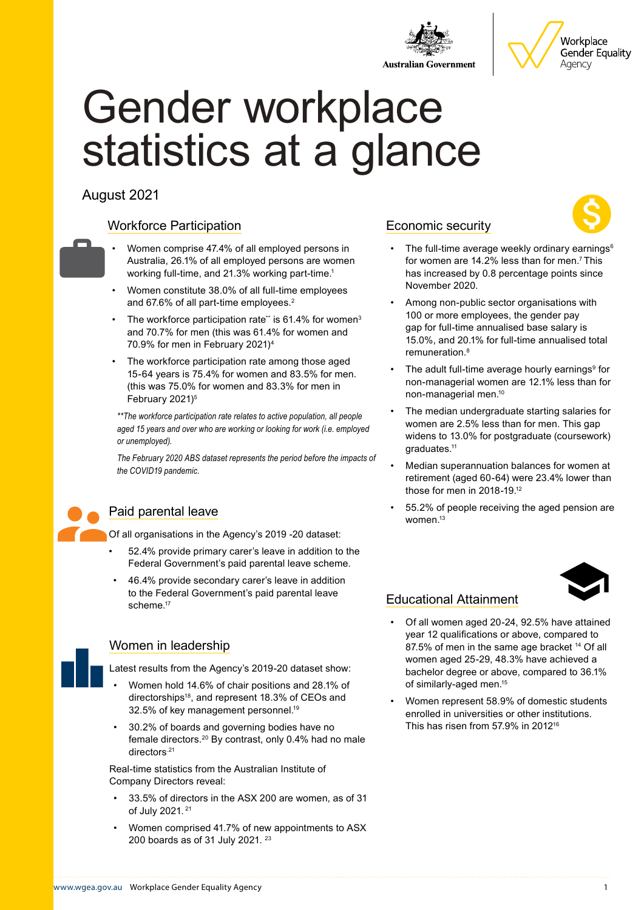# Gender workplace statistics at a glance

August 2021

## Workforce Participation

- Women comprise 47.4% of all employed persons in Australia, 26.1% of all employed persons are women working full-time, and 21.3% working part-time.[1]
- Women constitute 38.0% of all full-time employees and 67.6% of all part-time employees.[2]
- The workforce participation rate** is 61.4% for women[3] and 70.7% for men (this was 61.4% for women and 70.9% for men in February 2021)[4]
- The workforce participation rate among those aged 15-64 years is 75.4% for women and 83.5% for men. (this was 75.0% for women and 83.3% for men in February 2021)[5]

*\*\*The workforce participation rate relates to active population, all people aged 15 years and over who are working or looking for work (i.e. employed or unemployed).*

*The February 2020 ABS dataset represents the period before the impacts of the COVID19 pandemic.*

## Paid parental leave

Of all organisations in the Agency's 2019 -20 dataset:

- 52.4% provide primary carer's leave in addition to the Federal Government's paid parental leave scheme.
- 46.4% provide secondary carer's leave in addition to the Federal Government's paid parental leave scheme.[17]

## Women in leadership

Latest results from the Agency's 2019-20 dataset show:

- Women hold 14.6% of chair positions and 28.1% of directorships[18], and represent 18.3% of CEOs and 32.5% of key management personnel.[19]
- 30.2% of boards and governing bodies have no female directors.[20] By contrast, only 0.4% had no male directors [21]

Real-time statistics from the Australian Institute of Company Directors reveal:

- 33.5% of directors in the ASX 200 are women, as of 31 of July 2021. [21]
- Women comprised 41.7% of new appointments to ASX 200 boards as of 31 July 2021. [23]

## Economic security

- The full-time average weekly ordinary earnings[6] for women are 14.2% less than for men.[7] This has increased by 0.8 percentage points since November 2020.
- Among non-public sector organisations with 100 or more employees, the gender pay gap for full-time annualised base salary is 15.0%, and 20.1% for full-time annualised total remuneration.[8]
- The adult full-time average hourly earnings[9] for non-managerial women are 12.1% less than for non-managerial men.[10]
- The median undergraduate starting salaries for women are 2.5% less than for men. This gap widens to 13.0% for postgraduate (coursework) graduates.[11]
- Median superannuation balances for women at retirement (aged 60-64) were 23.4% lower than those for men in 2018-19.[12]
- 55.2% of people receiving the aged pension are women.[13]

## Educational Attainment

- Of all women aged 20-24, 92.5% have attained year 12 qualifications or above, compared to 87.5% of men in the same age bracket [14] Of all women aged 25-29, 48.3% have achieved a bachelor degree or above, compared to 36.1% of similarly-aged men.[15]
- Women represent 58.9% of domestic students enrolled in universities or other institutions. This has risen from 57.9% in 2012[16]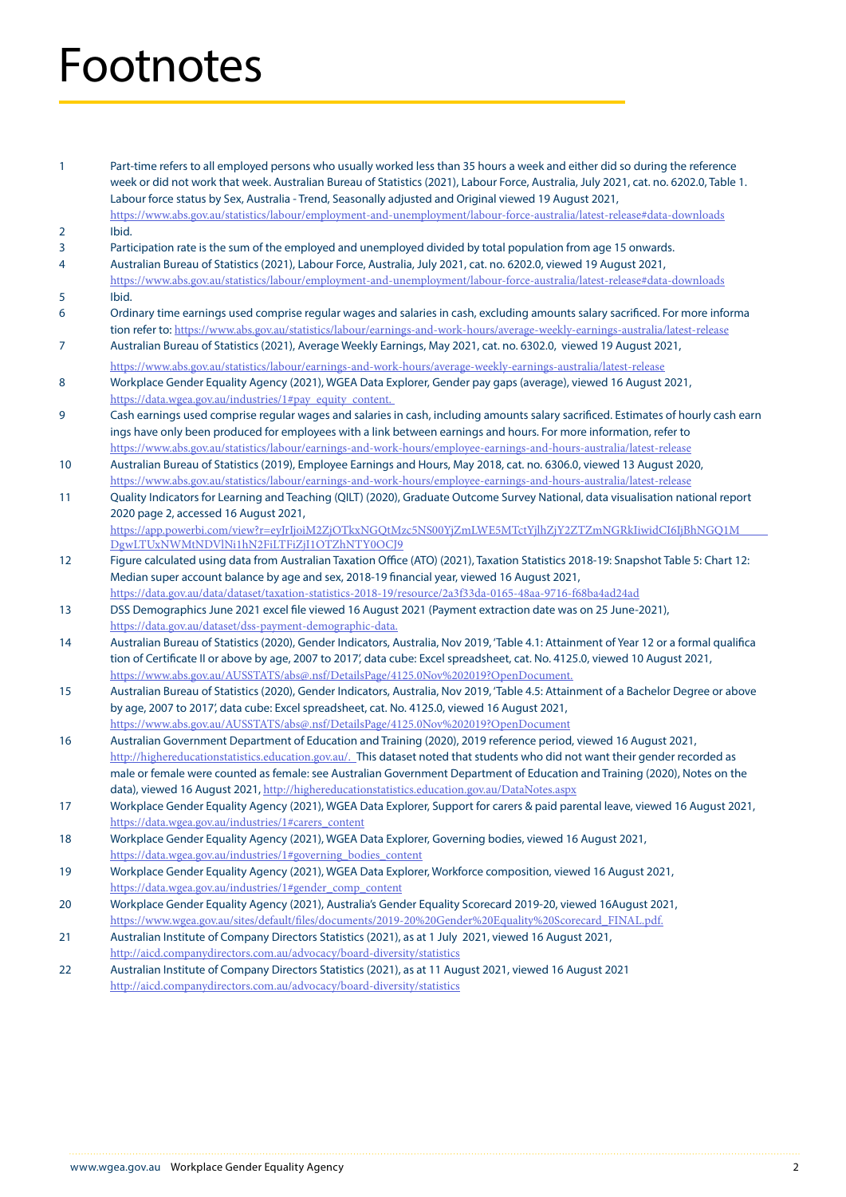# Footnotes

1. Part-time refers to all employed persons who usually worked less than 35 hours a week and either did so during the reference week or did not work that week. Australian Bureau of Statistics (2021), Labour Force, Australia, July 2021, cat. no. 6202.0, Table 1. Labour force status by Sex, Australia - Trend, Seasonally adjusted and Original viewed 19 August 2021, https://www.abs.gov.au/statistics/labour/employment-and-unemployment/labour-force-australia/latest-release#data-downloads
2. Ibid.
3. Participation rate is the sum of the employed and unemployed divided by total population from age 15 onwards.
4. Australian Bureau of Statistics (2021), Labour Force, Australia, July 2021, cat. no. 6202.0, viewed 19 August 2021, https://www.abs.gov.au/statistics/labour/employment-and-unemployment/labour-force-australia/latest-release#data-downloads
5. Ibid.
6. Ordinary time earnings used comprise regular wages and salaries in cash, excluding amounts salary sacrificed. For more informa tion refer to: https://www.abs.gov.au/statistics/labour/earnings-and-work-hours/average-weekly-earnings-australia/latest-release
7. Australian Bureau of Statistics (2021), Average Weekly Earnings, May 2021, cat. no. 6302.0, viewed 19 August 2021, https://www.abs.gov.au/statistics/labour/earnings-and-work-hours/average-weekly-earnings-australia/latest-release
8. Workplace Gender Equality Agency (2021), WGEA Data Explorer, Gender pay gaps (average), viewed 16 August 2021, https://data.wgea.gov.au/industries/1#pay_equity_content.
9. Cash earnings used comprise regular wages and salaries in cash, including amounts salary sacrificed. Estimates of hourly cash earn ings have only been produced for employees with a link between earnings and hours. For more information, refer to https://www.abs.gov.au/statistics/labour/earnings-and-work-hours/employee-earnings-and-hours-australia/latest-release
10. Australian Bureau of Statistics (2019), Employee Earnings and Hours, May 2018, cat. no. 6306.0, viewed 13 August 2020, https://www.abs.gov.au/statistics/labour/earnings-and-work-hours/employee-earnings-and-hours-australia/latest-release
11. Quality Indicators for Learning and Teaching (QILT) (2020), Graduate Outcome Survey National, data visualisation national report 2020 page 2, accessed 16 August 2021, https://app.powerbi.com/view?r=eyJrIjoiM2ZjOTkxNGQtMzc5NS00YjZmLWE5MTctYjlhZjY2ZTZmNGRkIiwidCI6IjBhNGQ1MDgwLTUxNWMtNDVlNi1hN2FiLTFiZjI1OTZhNTY0OCJ9
12. Figure calculated using data from Australian Taxation Office (ATO) (2021), Taxation Statistics 2018-19: Snapshot Table 5: Chart 12: Median super account balance by age and sex, 2018-19 financial year, viewed 16 August 2021, https://data.gov.au/data/dataset/taxation-statistics-2018-19/resource/2a3f33da-0165-48aa-9716-f68ba4ad24ad
13. DSS Demographics June 2021 excel file viewed 16 August 2021 (Payment extraction date was on 25 June-2021), https://data.gov.au/dataset/dss-payment-demographic-data.
14. Australian Bureau of Statistics (2020), Gender Indicators, Australia, Nov 2019, 'Table 4.1: Attainment of Year 12 or a formal qualifica tion of Certificate II or above by age, 2007 to 2017', data cube: Excel spreadsheet, cat. No. 4125.0, viewed 10 August 2021, https://www.abs.gov.au/AUSSTATS/abs@.nsf/DetailsPage/4125.0Nov%202019?OpenDocument.
15. Australian Bureau of Statistics (2020), Gender Indicators, Australia, Nov 2019, 'Table 4.5: Attainment of a Bachelor Degree or above by age, 2007 to 2017', data cube: Excel spreadsheet, cat. No. 4125.0, viewed 16 August 2021, https://www.abs.gov.au/AUSSTATS/abs@.nsf/DetailsPage/4125.0Nov%202019?OpenDocument
16. Australian Government Department of Education and Training (2020), 2019 reference period, viewed 16 August 2021, http://highereducationstatistics.education.gov.au/. This dataset noted that students who did not want their gender recorded as male or female were counted as female: see Australian Government Department of Education and Training (2020), Notes on the data), viewed 16 August 2021, http://highereducationstatistics.education.gov.au/DataNotes.aspx
17. Workplace Gender Equality Agency (2021), WGEA Data Explorer, Support for carers & paid parental leave, viewed 16 August 2021, https://data.wgea.gov.au/industries/1#carers_content
18. Workplace Gender Equality Agency (2021), WGEA Data Explorer, Governing bodies, viewed 16 August 2021, https://data.wgea.gov.au/industries/1#governing_bodies_content
19. Workplace Gender Equality Agency (2021), WGEA Data Explorer, Workforce composition, viewed 16 August 2021, https://data.wgea.gov.au/industries/1#gender_comp_content
20. Workplace Gender Equality Agency (2021), Australia's Gender Equality Scorecard 2019-20, viewed 16August 2021, https://www.wgea.gov.au/sites/default/files/documents/2019-20%20Gender%20Equality%20Scorecard_FINAL.pdf.
21. Australian Institute of Company Directors Statistics (2021), as at 1 July 2021, viewed 16 August 2021, http://aicd.companydirectors.com.au/advocacy/board-diversity/statistics
22. Australian Institute of Company Directors Statistics (2021), as at 11 August 2021, viewed 16 August 2021 http://aicd.companydirectors.com.au/advocacy/board-diversity/statistics

www.wgea.gov.au Workplace Gender Equality Agency